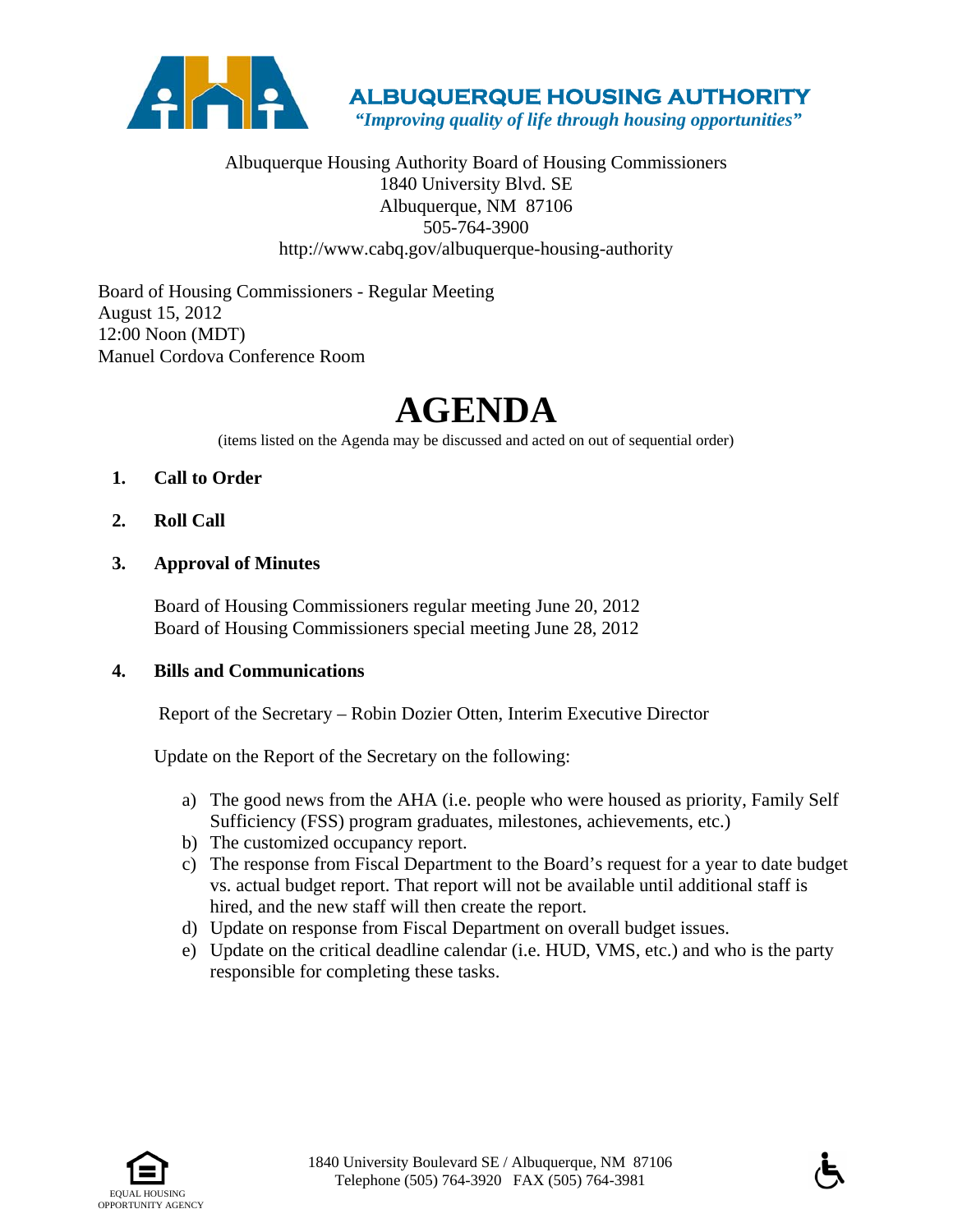**ALBUQUERQUE HOUSING AUTHORITY**
*"Improving quality of life through housing opportunities"*

Albuquerque Housing Authority Board of Housing Commissioners
1840 University Blvd. SE
Albuquerque, NM 87106
505-764-3900
http://www.cabq.gov/albuquerque-housing-authority

Board of Housing Commissioners - Regular Meeting
August 15, 2012
12:00 Noon (MDT)
Manuel Cordova Conference Room

# AGENDA

(items listed on the Agenda may be discussed and acted on out of sequential order)

1. **Call to Order**

2. **Roll Call**

3. **Approval of Minutes**

   Board of Housing Commissioners regular meeting June 20, 2012
   Board of Housing Commissioners special meeting June 28, 2012

4. **Bills and Communications**

   Report of the Secretary – Robin Dozier Otten, Interim Executive Director

   Update on the Report of the Secretary on the following:

   a) The good news from the AHA (i.e. people who were housed as priority, Family Self Sufficiency (FSS) program graduates, milestones, achievements, etc.)
   b) The customized occupancy report.
   c) The response from Fiscal Department to the Board's request for a year to date budget vs. actual budget report. That report will not be available until additional staff is hired, and the new staff will then create the report.
   d) Update on response from Fiscal Department on overall budget issues.
   e) Update on the critical deadline calendar (i.e. HUD, VMS, etc.) and who is the party responsible for completing these tasks.

EQUAL HOUSING OPPORTUNITY AGENCY

1840 University Boulevard SE / Albuquerque, NM 87106
Telephone (505) 764-3920 FAX (505) 764-3981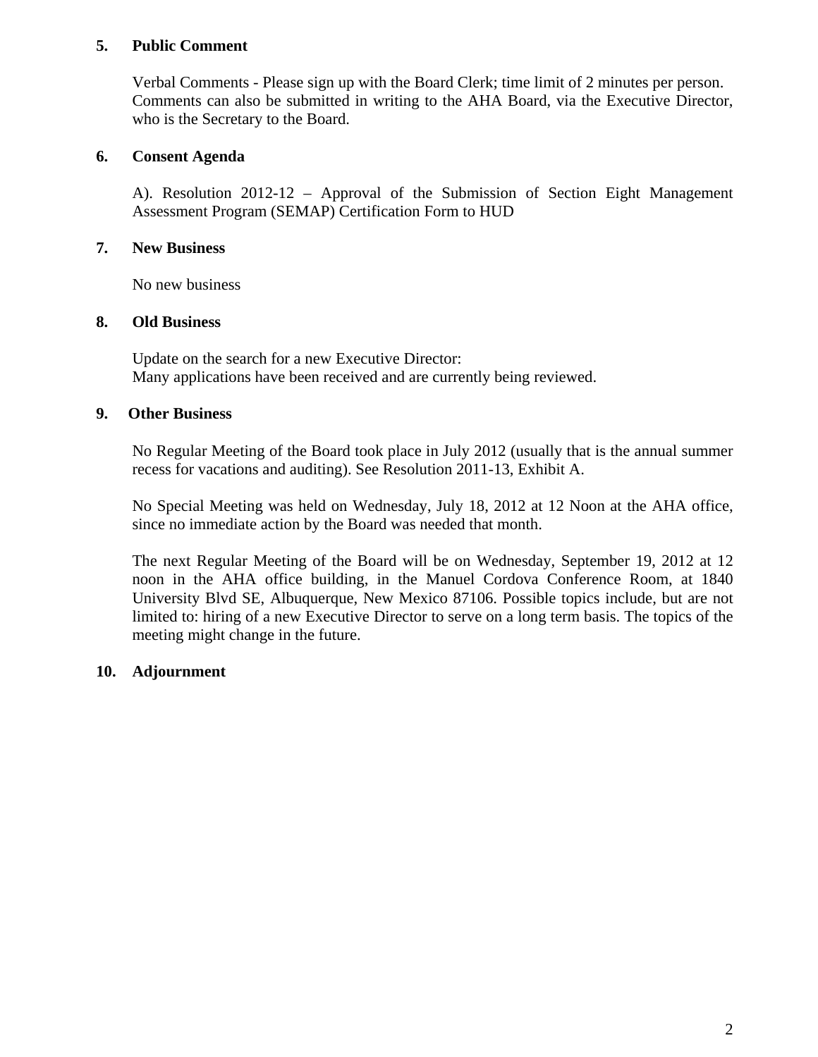**5. Public Comment**

Verbal Comments - Please sign up with the Board Clerk; time limit of 2 minutes per person. Comments can also be submitted in writing to the AHA Board, via the Executive Director, who is the Secretary to the Board.

**6. Consent Agenda**

A). Resolution 2012-12 – Approval of the Submission of Section Eight Management Assessment Program (SEMAP) Certification Form to HUD

**7. New Business**

No new business

**8. Old Business**

Update on the search for a new Executive Director:
Many applications have been received and are currently being reviewed.

**9. Other Business**

No Regular Meeting of the Board took place in July 2012 (usually that is the annual summer recess for vacations and auditing). See Resolution 2011-13, Exhibit A.

No Special Meeting was held on Wednesday, July 18, 2012 at 12 Noon at the AHA office, since no immediate action by the Board was needed that month.

The next Regular Meeting of the Board will be on Wednesday, September 19, 2012 at 12 noon in the AHA office building, in the Manuel Cordova Conference Room, at 1840 University Blvd SE, Albuquerque, New Mexico 87106. Possible topics include, but are not limited to: hiring of a new Executive Director to serve on a long term basis. The topics of the meeting might change in the future.

**10. Adjournment**